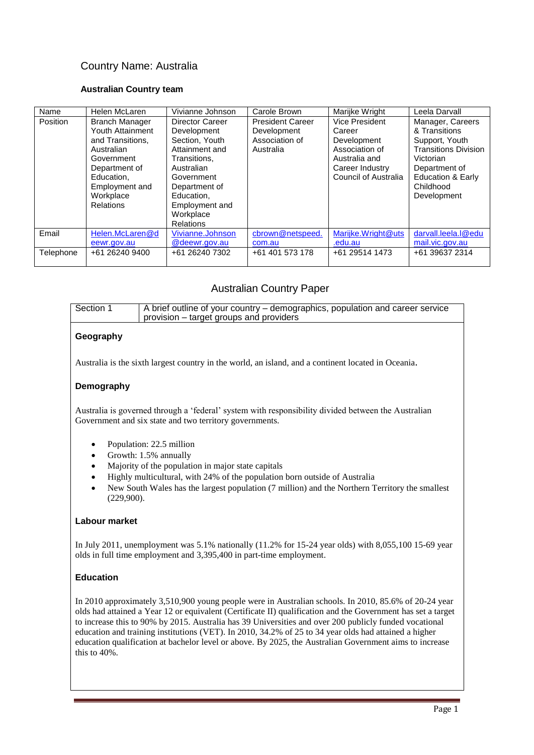# Country Name: Australia

### Australian Country team

| Name | Helen McLaren | Vivianne Johnson | Carole Brown | Marijke Wright | Leela Darvall |
|---|---|---|---|---|---|
| Position | Branch Manager Youth Attainment and Transitions, Australian Government Department of Education, Employment and Workplace Relations | Director Career Development Section, Youth Attainment and Transitions, Australian Government Department of Education, Employment and Workplace Relations | President Career Development Association of Australia | Vice President Career Development Association of Australia and Career Industry Council of Australia | Manager, Careers & Transitions Support, Youth Transitions Division Victorian Department of Education & Early Childhood Development |
| Email | Helen.McLaren@deewr.gov.au | Vivianne.Johnson@deewr.gov.au | cbrown@netspeed.com.au | Marijke.Wright@uts.edu.au | darvall.leela.l@edumail.vic.gov.au |
| Telephone | +61 26240 9400 | +61 26240 7302 | +61 401 573 178 | +61 29514 1473 | +61 39637 2314 |

## Australian Country Paper

| Section 1 | A brief outline of your country – demographics, population and career service provision – target groups and providers |
|---|---|

### Geography

Australia is the sixth largest country in the world, an island, and a continent located in Oceania.

### Demography

Australia is governed through a 'federal' system with responsibility divided between the Australian Government and six state and two territory governments.

- Population: 22.5 million
- Growth: 1.5% annually
- Majority of the population in major state capitals
- Highly multicultural, with 24% of the population born outside of Australia
- New South Wales has the largest population (7 million) and the Northern Territory the smallest (229,900).

### Labour market

In July 2011, unemployment was 5.1% nationally (11.2% for 15-24 year olds) with 8,055,100 15-69 year olds in full time employment and 3,395,400 in part-time employment.

### Education

In 2010 approximately 3,510,900 young people were in Australian schools. In 2010, 85.6% of 20-24 year olds had attained a Year 12 or equivalent (Certificate II) qualification and the Government has set a target to increase this to 90% by 2015. Australia has 39 Universities and over 200 publicly funded vocational education and training institutions (VET). In 2010, 34.2% of 25 to 34 year olds had attained a higher education qualification at bachelor level or above. By 2025, the Australian Government aims to increase this to 40%.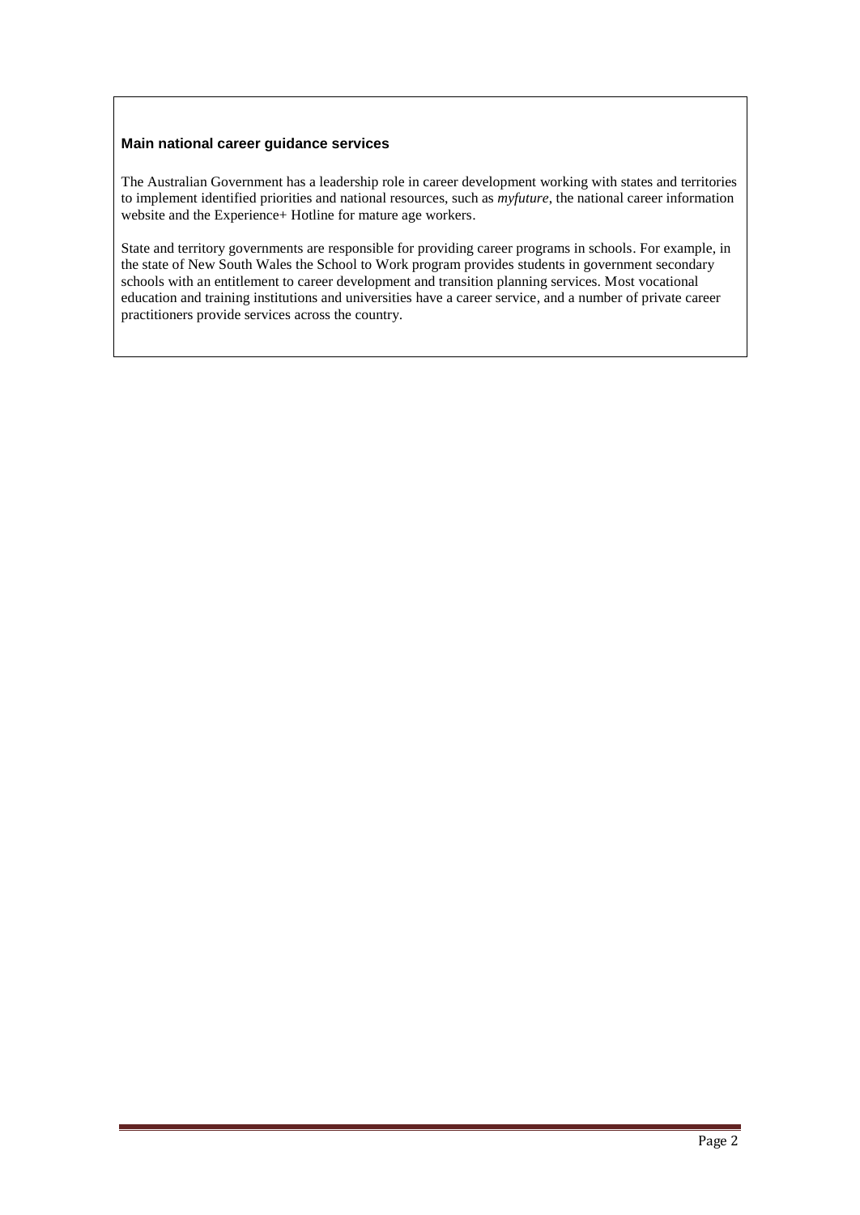**Main national career guidance services**

The Australian Government has a leadership role in career development working with states and territories to implement identified priorities and national resources, such as *myfuture*, the national career information website and the Experience+ Hotline for mature age workers.

State and territory governments are responsible for providing career programs in schools. For example, in the state of New South Wales the School to Work program provides students in government secondary schools with an entitlement to career development and transition planning services. Most vocational education and training institutions and universities have a career service, and a number of private career practitioners provide services across the country.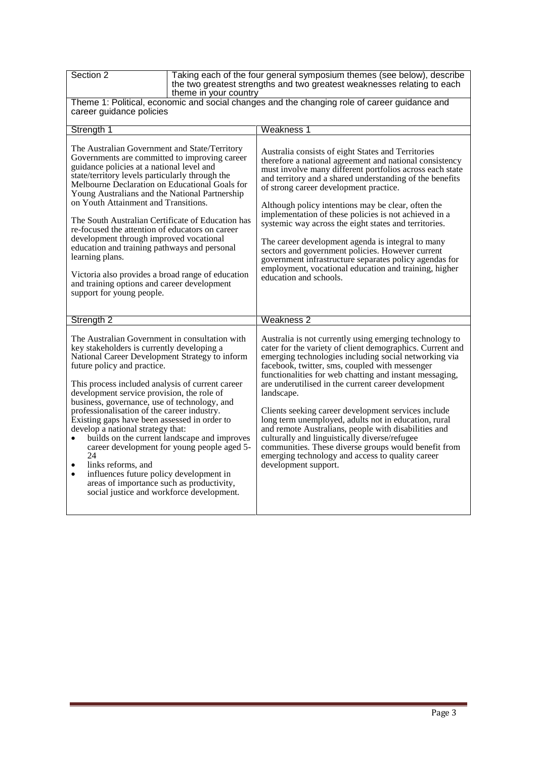| Section 2 | Taking each of the four general symposium themes (see below), describe the two greatest strengths and two greatest weaknesses relating to each theme in your country |
|---|---|
| Theme 1: Political, economic and social changes and the changing role of career guidance and career guidance policies | |
| **Strength 1** | **Weakness 1** |
| The Australian Government and State/Territory Governments are committed to improving career guidance policies at a national level and state/territory levels particularly through the Melbourne Declaration on Educational Goals for Young Australians and the National Partnership on Youth Attainment and Transitions.<br><br>The South Australian Certificate of Education has re-focused the attention of educators on career development through improved vocational education and training pathways and personal learning plans.<br><br>Victoria also provides a broad range of education and training options and career development support for young people. | Australia consists of eight States and Territories therefore a national agreement and national consistency must involve many different portfolios across each state and territory and a shared understanding of the benefits of strong career development practice.<br><br>Although policy intentions may be clear, often the implementation of these policies is not achieved in a systemic way across the eight states and territories.<br><br>The career development agenda is integral to many sectors and government policies. However current government infrastructure separates policy agendas for employment, vocational education and training, higher education and schools. |
| **Strength 2** | **Weakness 2** |
| The Australian Government in consultation with key stakeholders is currently developing a National Career Development Strategy to inform future policy and practice.<br><br>This process included analysis of current career development service provision, the role of business, governance, use of technology, and professionalisation of the career industry. Existing gaps have been assessed in order to develop a national strategy that:<br>• builds on the current landscape and improves career development for young people aged 5-24<br>• links reforms, and<br>• influences future policy development in areas of importance such as productivity, social justice and workforce development. | Australia is not currently using emerging technology to cater for the variety of client demographics. Current and emerging technologies including social networking via facebook, twitter, sms, coupled with messenger functionalities for web chatting and instant messaging, are underutilised in the current career development landscape.<br><br>Clients seeking career development services include long term unemployed, adults not in education, rural and remote Australians, people with disabilities and culturally and linguistically diverse/refugee communities. These diverse groups would benefit from emerging technology and access to quality career development support. |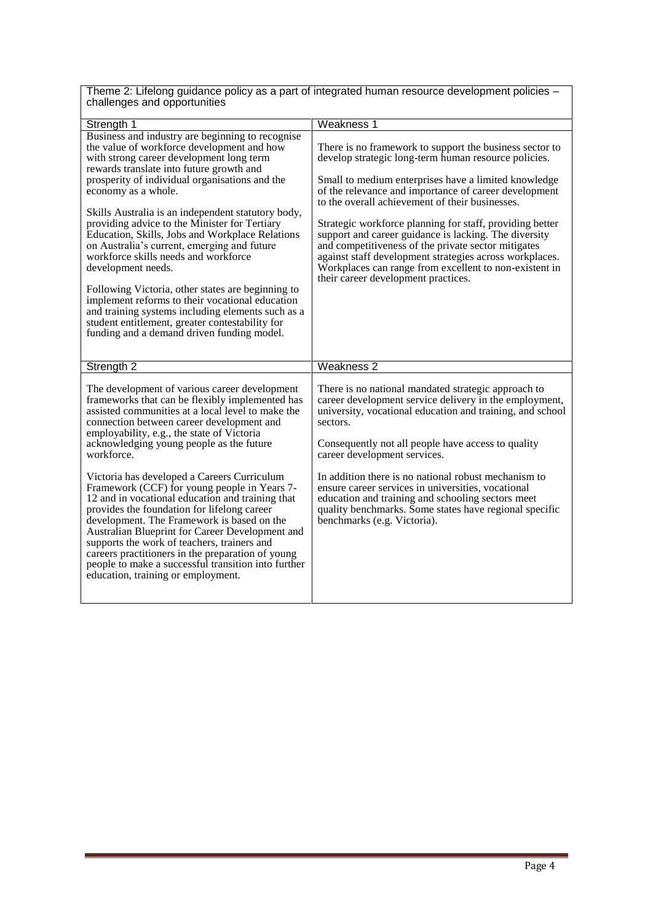| Theme 2: Lifelong guidance policy as a part of integrated human resource development policies – challenges and opportunities | |
|---|---|
| Strength 1 | Weakness 1 |
| Business and industry are beginning to recognise the value of workforce development and how with strong career development long term rewards translate into future growth and prosperity of individual organisations and the economy as a whole.<br><br>Skills Australia is an independent statutory body, providing advice to the Minister for Tertiary Education, Skills, Jobs and Workplace Relations on Australia's current, emerging and future workforce skills needs and workforce development needs.<br><br>Following Victoria, other states are beginning to implement reforms to their vocational education and training systems including elements such as a student entitlement, greater contestability for funding and a demand driven funding model. | There is no framework to support the business sector to develop strategic long-term human resource policies.<br><br>Small to medium enterprises have a limited knowledge of the relevance and importance of career development to the overall achievement of their businesses.<br><br>Strategic workforce planning for staff, providing better support and career guidance is lacking. The diversity and competitiveness of the private sector mitigates against staff development strategies across workplaces. Workplaces can range from excellent to non-existent in their career development practices. |
| Strength 2 | Weakness 2 |
| The development of various career development frameworks that can be flexibly implemented has assisted communities at a local level to make the connection between career development and employability, e.g., the state of Victoria acknowledging young people as the future workforce.<br><br>Victoria has developed a Careers Curriculum Framework (CCF) for young people in Years 7-12 and in vocational education and training that provides the foundation for lifelong career development. The Framework is based on the Australian Blueprint for Career Development and supports the work of teachers, trainers and careers practitioners in the preparation of young people to make a successful transition into further education, training or employment. | There is no national mandated strategic approach to career development service delivery in the employment, university, vocational education and training, and school sectors.<br><br>Consequently not all people have access to quality career development services.<br><br>In addition there is no national robust mechanism to ensure career services in universities, vocational education and training and schooling sectors meet quality benchmarks. Some states have regional specific benchmarks (e.g. Victoria). |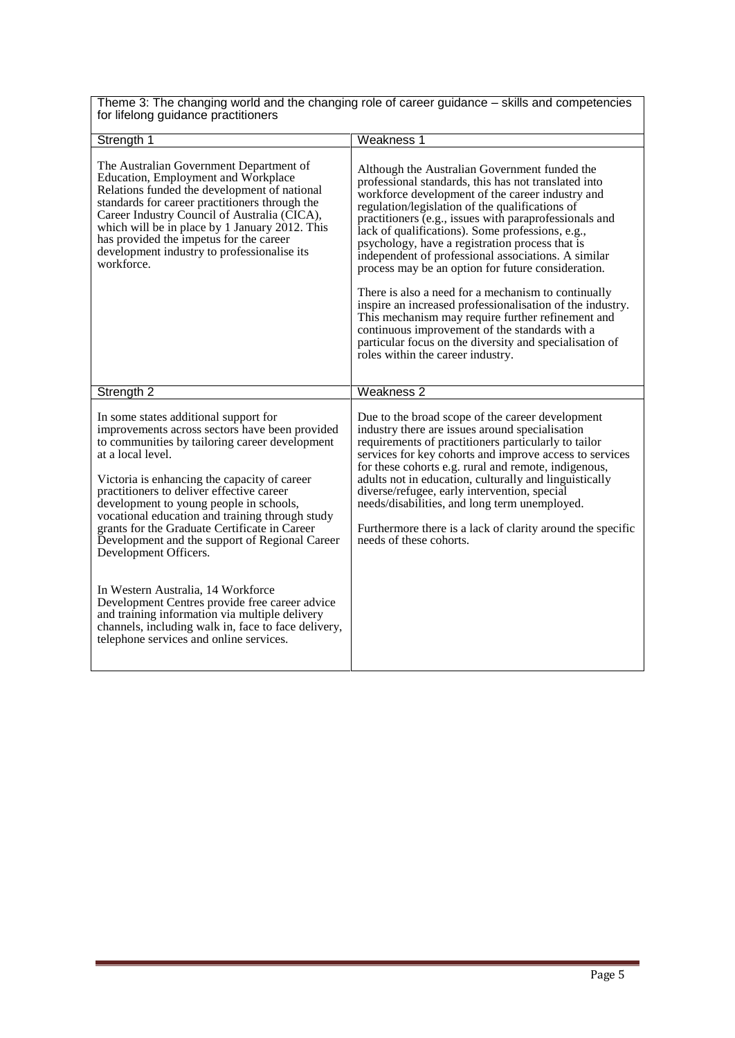| Theme 3: The changing world and the changing role of career guidance – skills and competencies for lifelong guidance practitioners | |
|---|---|
| Strength 1 | Weakness 1 |
| The Australian Government Department of Education, Employment and Workplace Relations funded the development of national standards for career practitioners through the Career Industry Council of Australia (CICA), which will be in place by 1 January 2012. This has provided the impetus for the career development industry to professionalise its workforce. | Although the Australian Government funded the professional standards, this has not translated into workforce development of the career industry and regulation/legislation of the qualifications of practitioners (e.g., issues with paraprofessionals and lack of qualifications). Some professions, e.g., psychology, have a registration process that is independent of professional associations. A similar process may be an option for future consideration.<br><br>There is also a need for a mechanism to continually inspire an increased professionalisation of the industry. This mechanism may require further refinement and continuous improvement of the standards with a particular focus on the diversity and specialisation of roles within the career industry. |
| Strength 2 | Weakness 2 |
| In some states additional support for improvements across sectors have been provided to communities by tailoring career development at a local level.<br><br>Victoria is enhancing the capacity of career practitioners to deliver effective career development to young people in schools, vocational education and training through study grants for the Graduate Certificate in Career Development and the support of Regional Career Development Officers.<br><br>In Western Australia, 14 Workforce Development Centres provide free career advice and training information via multiple delivery channels, including walk in, face to face delivery, telephone services and online services. | Due to the broad scope of the career development industry there are issues around specialisation requirements of practitioners particularly to tailor services for key cohorts and improve access to services for these cohorts e.g. rural and remote, indigenous, adults not in education, culturally and linguistically diverse/refugee, early intervention, special needs/disabilities, and long term unemployed.<br><br>Furthermore there is a lack of clarity around the specific needs of these cohorts. |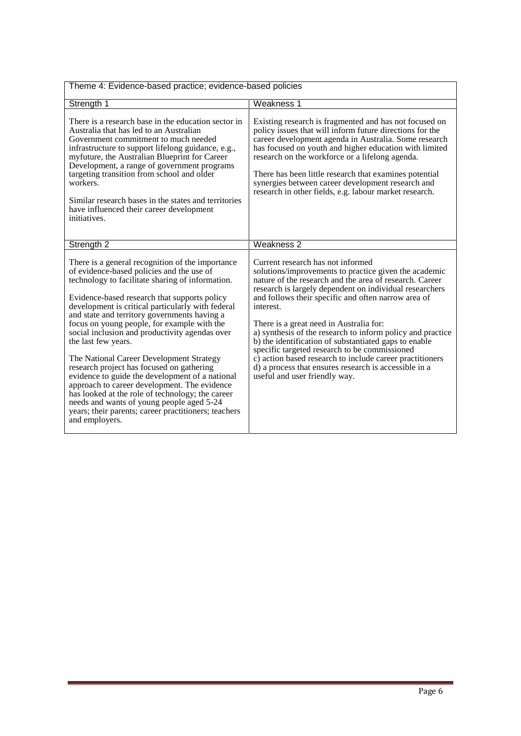| Theme 4: Evidence-based practice; evidence-based policies | |
|---|---|
| **Strength 1** | **Weakness 1** |
| There is a research base in the education sector in Australia that has led to an Australian Government commitment to much needed infrastructure to support lifelong guidance, e.g., myfuture, the Australian Blueprint for Career Development, a range of government programs targeting transition from school and older workers.<br><br>Similar research bases in the states and territories have influenced their career development initiatives. | Existing research is fragmented and has not focused on policy issues that will inform future directions for the career development agenda in Australia. Some research has focused on youth and higher education with limited research on the workforce or a lifelong agenda.<br><br>There has been little research that examines potential synergies between career development research and research in other fields, e.g. labour market research. |
| **Strength 2** | **Weakness 2** |
| There is a general recognition of the importance of evidence-based policies and the use of technology to facilitate sharing of information.<br><br>Evidence-based research that supports policy development is critical particularly with federal and state and territory governments having a focus on young people, for example with the social inclusion and productivity agendas over the last few years.<br><br>The National Career Development Strategy research project has focused on gathering evidence to guide the development of a national approach to career development. The evidence has looked at the role of technology; the career needs and wants of young people aged 5-24 years; their parents; career practitioners; teachers and employers. | Current research has not informed solutions/improvements to practice given the academic nature of the research and the area of research. Career research is largely dependent on individual researchers and follows their specific and often narrow area of interest.<br><br>There is a great need in Australia for:<br>a) synthesis of the research to inform policy and practice<br>b) the identification of substantiated gaps to enable specific targeted research to be commissioned<br>c) action based research to include career practitioners<br>d) a process that ensures research is accessible in a useful and user friendly way. |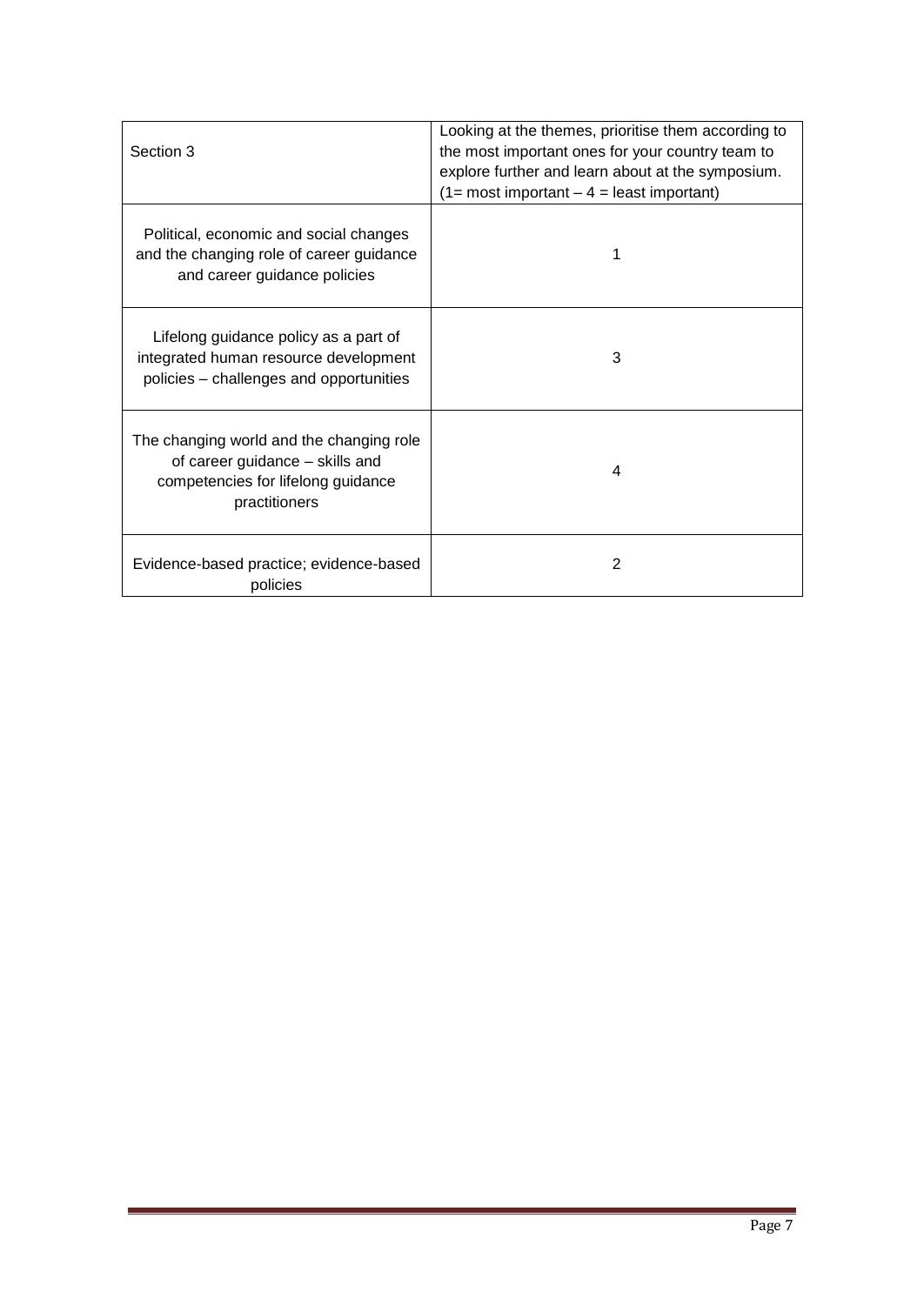| Section 3 | Looking at the themes, prioritise them according to the most important ones for your country team to explore further and learn about at the symposium. (1= most important – 4 = least important) |
|---|---|
| Political, economic and social changes and the changing role of career guidance and career guidance policies | 1 |
| Lifelong guidance policy as a part of integrated human resource development policies – challenges and opportunities | 3 |
| The changing world and the changing role of career guidance – skills and competencies for lifelong guidance practitioners | 4 |
| Evidence-based practice; evidence-based policies | 2 |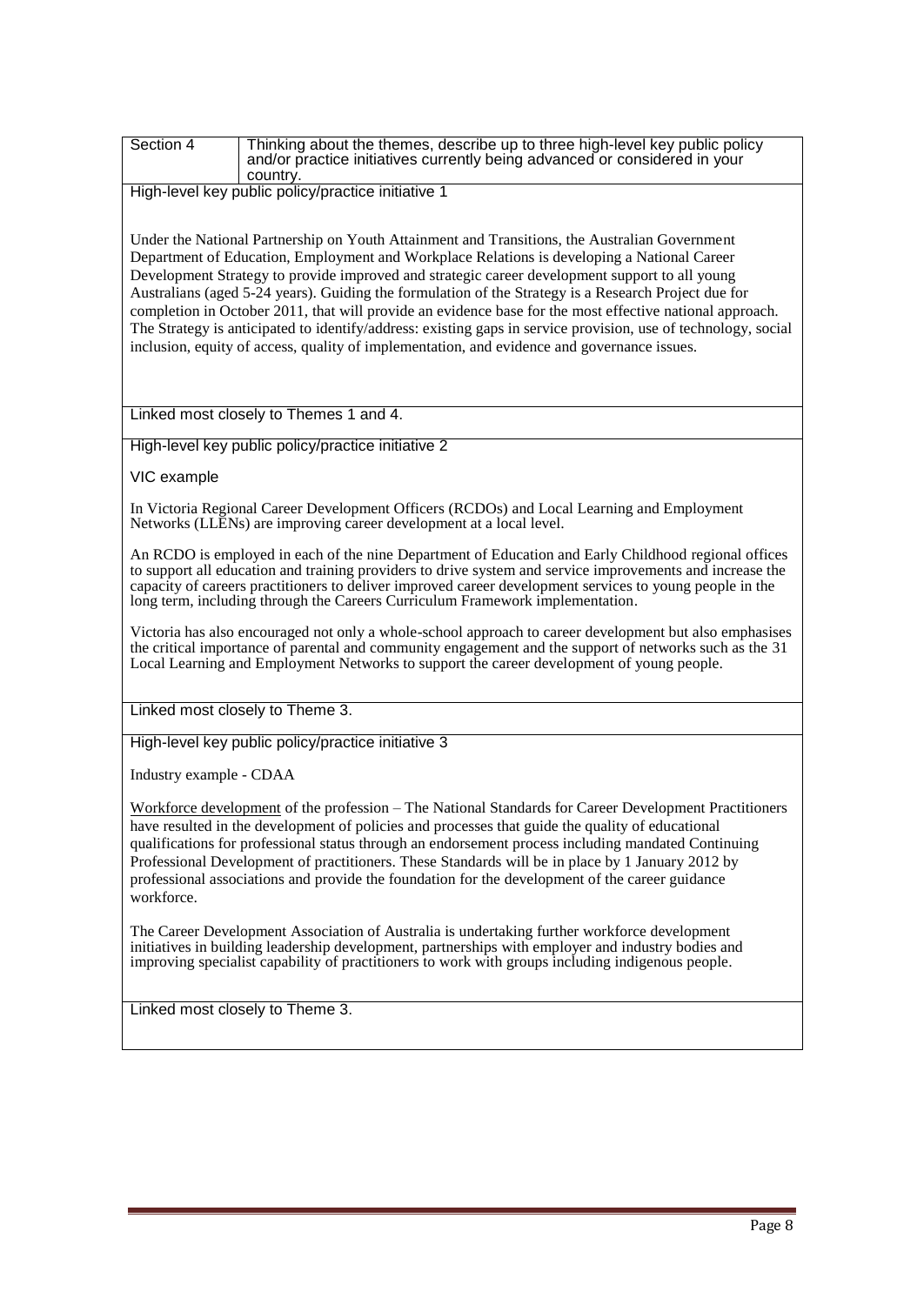| Section 4 | Thinking about the themes, describe up to three high-level key public policy and/or practice initiatives currently being advanced or considered in your country. |
|---|---|

**High-level key public policy/practice initiative 1**

Under the National Partnership on Youth Attainment and Transitions, the Australian Government Department of Education, Employment and Workplace Relations is developing a National Career Development Strategy to provide improved and strategic career development support to all young Australians (aged 5-24 years). Guiding the formulation of the Strategy is a Research Project due for completion in October 2011, that will provide an evidence base for the most effective national approach. The Strategy is anticipated to identify/address: existing gaps in service provision, use of technology, social inclusion, equity of access, quality of implementation, and evidence and governance issues.

Linked most closely to Themes 1 and 4.

**High-level key public policy/practice initiative 2**

VIC example

In Victoria Regional Career Development Officers (RCDOs) and Local Learning and Employment Networks (LLENs) are improving career development at a local level.

An RCDO is employed in each of the nine Department of Education and Early Childhood regional offices to support all education and training providers to drive system and service improvements and increase the capacity of careers practitioners to deliver improved career development services to young people in the long term, including through the Careers Curriculum Framework implementation.

Victoria has also encouraged not only a whole-school approach to career development but also emphasises the critical importance of parental and community engagement and the support of networks such as the 31 Local Learning and Employment Networks to support the career development of young people.

Linked most closely to Theme 3.

**High-level key public policy/practice initiative 3**

Industry example - CDAA

Workforce development of the profession – The National Standards for Career Development Practitioners have resulted in the development of policies and processes that guide the quality of educational qualifications for professional status through an endorsement process including mandated Continuing Professional Development of practitioners. These Standards will be in place by 1 January 2012 by professional associations and provide the foundation for the development of the career guidance workforce.

The Career Development Association of Australia is undertaking further workforce development initiatives in building leadership development, partnerships with employer and industry bodies and improving specialist capability of practitioners to work with groups including indigenous people.

Linked most closely to Theme 3.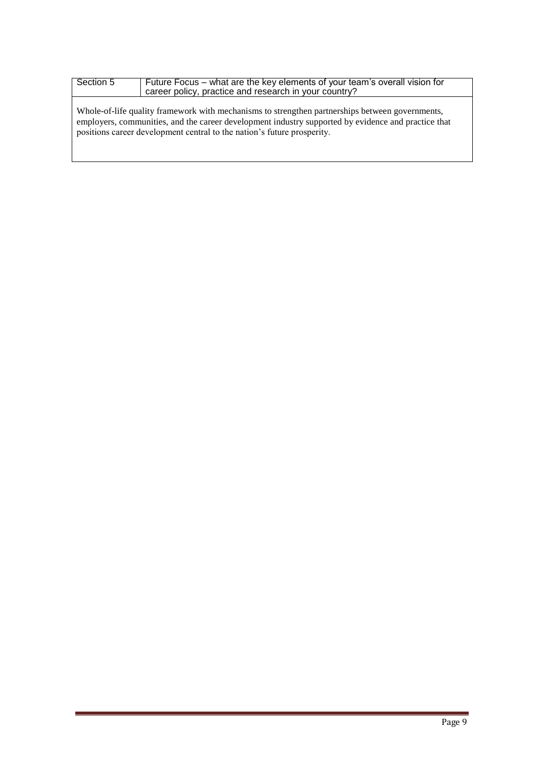| Section 5 | Future Focus – what are the key elements of your team's overall vision for career policy, practice and research in your country? |
|---|---|

Whole-of-life quality framework with mechanisms to strengthen partnerships between governments, employers, communities, and the career development industry supported by evidence and practice that positions career development central to the nation's future prosperity.